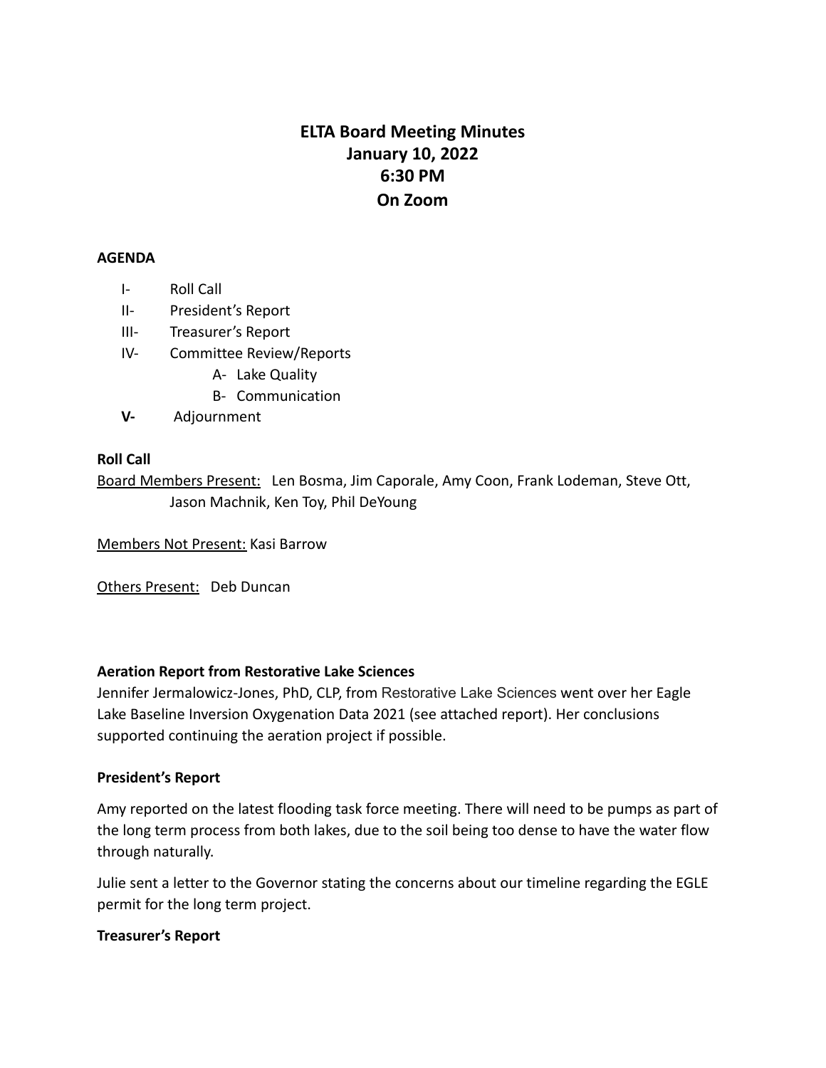# ELTA Board Meeting Minutes
# January 10, 2022
# 6:30 PM
# On Zoom

**AGENDA**

- I- Roll Call
- II- President's Report
- III- Treasurer's Report
- IV- Committee Review/Reports
  - A- Lake Quality
  - B- Communication
- **V-** Adjournment

**Roll Call**

Board Members Present: Len Bosma, Jim Caporale, Amy Coon, Frank Lodeman, Steve Ott, Jason Machnik, Ken Toy, Phil DeYoung

Members Not Present: Kasi Barrow

Others Present: Deb Duncan

**Aeration Report from Restorative Lake Sciences**

Jennifer Jermalowicz-Jones, PhD, CLP, from Restorative Lake Sciences went over her Eagle Lake Baseline Inversion Oxygenation Data 2021 (see attached report). Her conclusions supported continuing the aeration project if possible.

**President's Report**

Amy reported on the latest flooding task force meeting. There will need to be pumps as part of the long term process from both lakes, due to the soil being too dense to have the water flow through naturally.

Julie sent a letter to the Governor stating the concerns about our timeline regarding the EGLE permit for the long term project.

**Treasurer's Report**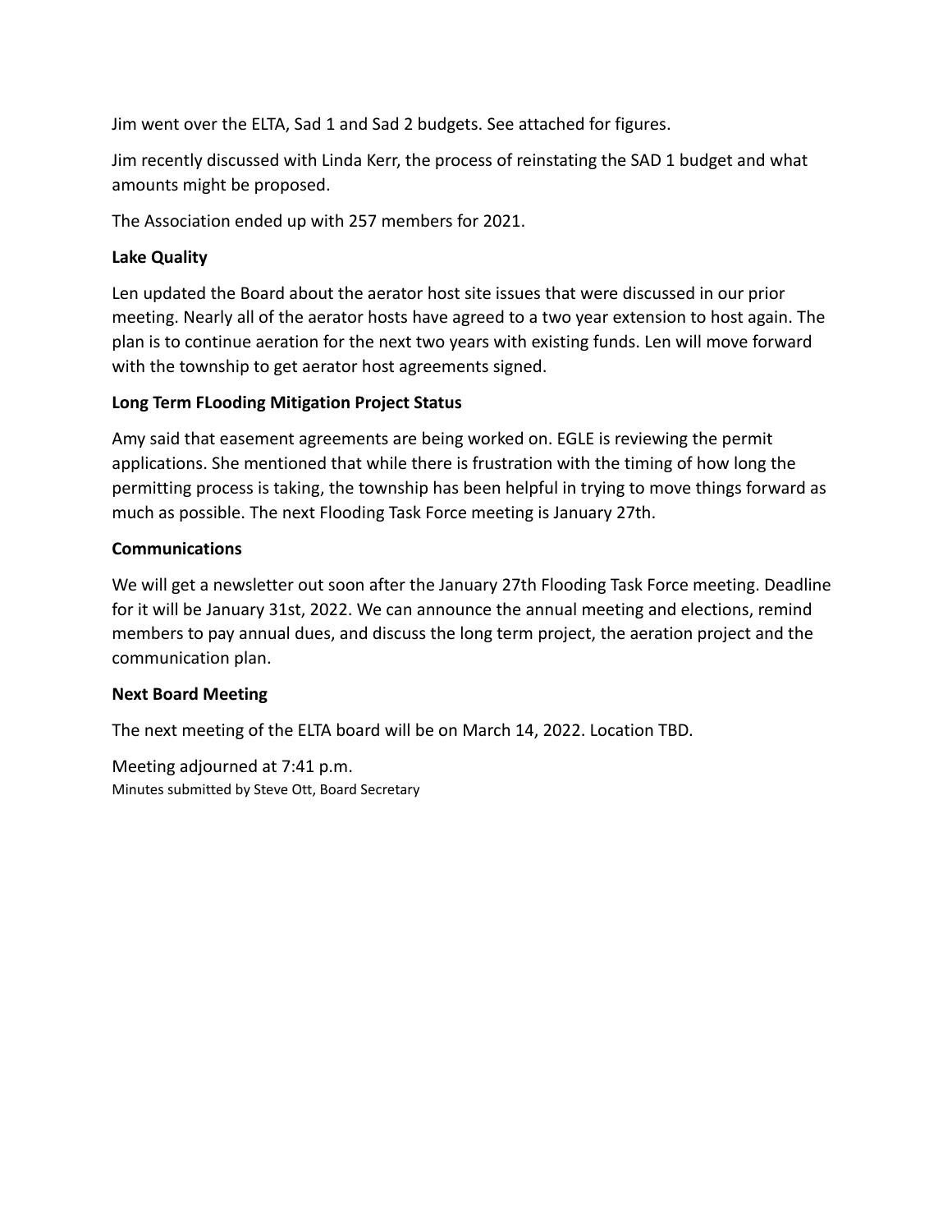Jim went over the ELTA, Sad 1 and Sad 2 budgets. See attached for figures.

Jim recently discussed with Linda Kerr, the process of reinstating the SAD 1 budget and what amounts might be proposed.

The Association ended up with 257 members for 2021.

**Lake Quality**

Len updated the Board about the aerator host site issues that were discussed in our prior meeting. Nearly all of the aerator hosts have agreed to a two year extension to host again. The plan is to continue aeration for the next two years with existing funds. Len will move forward with the township to get aerator host agreements signed.

**Long Term FLooding Mitigation Project Status**

Amy said that easement agreements are being worked on. EGLE is reviewing the permit applications. She mentioned that while there is frustration with the timing of how long the permitting process is taking, the township has been helpful in trying to move things forward as much as possible. The next Flooding Task Force meeting is January 27th.

**Communications**

We will get a newsletter out soon after the January 27th Flooding Task Force meeting. Deadline for it will be January 31st, 2022. We can announce the annual meeting and elections, remind members to pay annual dues, and discuss the long term project, the aeration project and the communication plan.

**Next Board Meeting**

The next meeting of the ELTA board will be on March 14, 2022. Location TBD.

Meeting adjourned at 7:41 p.m.
Minutes submitted by Steve Ott, Board Secretary